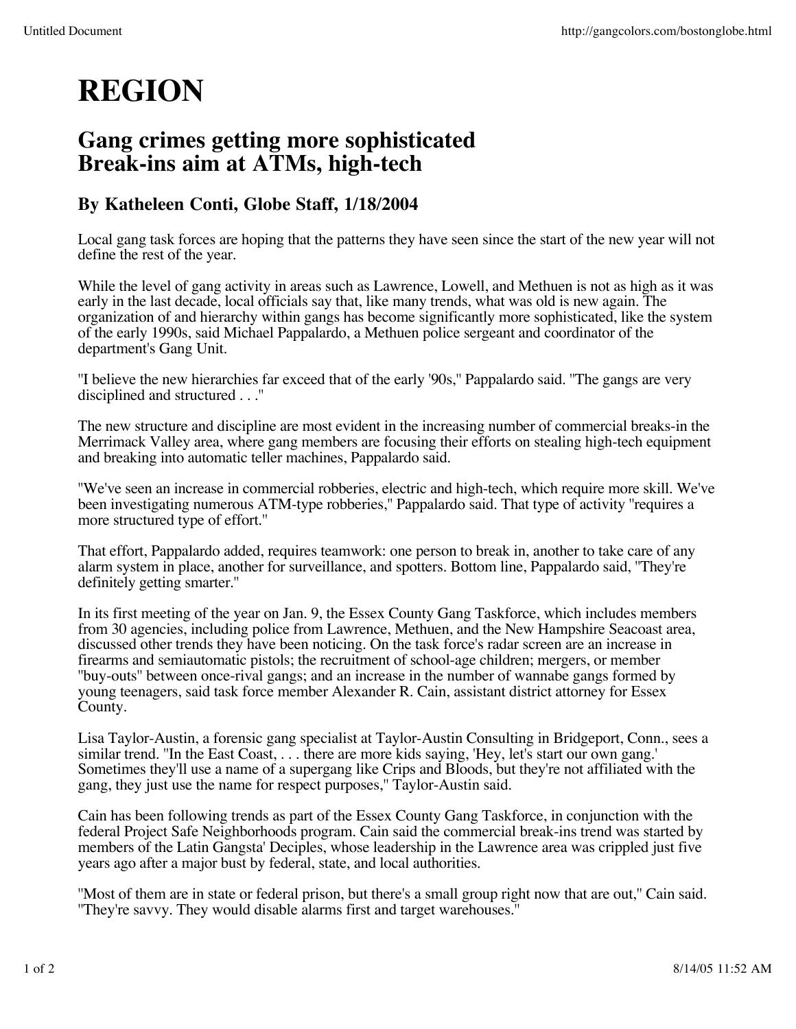# REGION

## Gang crimes getting more sophisticated
## Break-ins aim at ATMs, high-tech

### By Katheleen Conti, Globe Staff, 1/18/2004

Local gang task forces are hoping that the patterns they have seen since the start of the new year will not define the rest of the year.

While the level of gang activity in areas such as Lawrence, Lowell, and Methuen is not as high as it was early in the last decade, local officials say that, like many trends, what was old is new again. The organization of and hierarchy within gangs has become significantly more sophisticated, like the system of the early 1990s, said Michael Pappalardo, a Methuen police sergeant and coordinator of the department's Gang Unit.

"I believe the new hierarchies far exceed that of the early '90s," Pappalardo said. "The gangs are very disciplined and structured . . ."

The new structure and discipline are most evident in the increasing number of commercial breaks-in the Merrimack Valley area, where gang members are focusing their efforts on stealing high-tech equipment and breaking into automatic teller machines, Pappalardo said.

"We've seen an increase in commercial robberies, electric and high-tech, which require more skill. We've been investigating numerous ATM-type robberies," Pappalardo said. That type of activity "requires a more structured type of effort."

That effort, Pappalardo added, requires teamwork: one person to break in, another to take care of any alarm system in place, another for surveillance, and spotters. Bottom line, Pappalardo said, "They're definitely getting smarter."

In its first meeting of the year on Jan. 9, the Essex County Gang Taskforce, which includes members from 30 agencies, including police from Lawrence, Methuen, and the New Hampshire Seacoast area, discussed other trends they have been noticing. On the task force's radar screen are an increase in firearms and semiautomatic pistols; the recruitment of school-age children; mergers, or member "buy-outs" between once-rival gangs; and an increase in the number of wannabe gangs formed by young teenagers, said task force member Alexander R. Cain, assistant district attorney for Essex County.

Lisa Taylor-Austin, a forensic gang specialist at Taylor-Austin Consulting in Bridgeport, Conn., sees a similar trend. "In the East Coast, . . . there are more kids saying, 'Hey, let's start our own gang.' Sometimes they'll use a name of a supergang like Crips and Bloods, but they're not affiliated with the gang, they just use the name for respect purposes," Taylor-Austin said.

Cain has been following trends as part of the Essex County Gang Taskforce, in conjunction with the federal Project Safe Neighborhoods program. Cain said the commercial break-ins trend was started by members of the Latin Gangsta' Deciples, whose leadership in the Lawrence area was crippled just five years ago after a major bust by federal, state, and local authorities.

"Most of them are in state or federal prison, but there's a small group right now that are out," Cain said. "They're savvy. They would disable alarms first and target warehouses."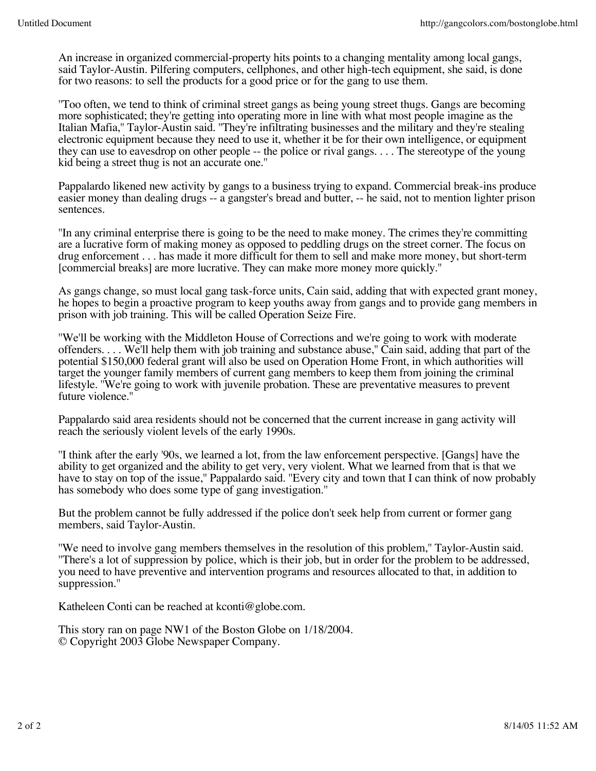An increase in organized commercial-property hits points to a changing mentality among local gangs, said Taylor-Austin. Pilfering computers, cellphones, and other high-tech equipment, she said, is done for two reasons: to sell the products for a good price or for the gang to use them.

"Too often, we tend to think of criminal street gangs as being young street thugs. Gangs are becoming more sophisticated; they're getting into operating more in line with what most people imagine as the Italian Mafia," Taylor-Austin said. "They're infiltrating businesses and the military and they're stealing electronic equipment because they need to use it, whether it be for their own intelligence, or equipment they can use to eavesdrop on other people -- the police or rival gangs. . . . The stereotype of the young kid being a street thug is not an accurate one."

Pappalardo likened new activity by gangs to a business trying to expand. Commercial break-ins produce easier money than dealing drugs -- a gangster's bread and butter, -- he said, not to mention lighter prison sentences.

"In any criminal enterprise there is going to be the need to make money. The crimes they're committing are a lucrative form of making money as opposed to peddling drugs on the street corner. The focus on drug enforcement . . . has made it more difficult for them to sell and make more money, but short-term [commercial breaks] are more lucrative. They can make more money more quickly."

As gangs change, so must local gang task-force units, Cain said, adding that with expected grant money, he hopes to begin a proactive program to keep youths away from gangs and to provide gang members in prison with job training. This will be called Operation Seize Fire.

"We'll be working with the Middleton House of Corrections and we're going to work with moderate offenders. . . . We'll help them with job training and substance abuse," Cain said, adding that part of the potential $150,000 federal grant will also be used on Operation Home Front, in which authorities will target the younger family members of current gang members to keep them from joining the criminal lifestyle. "We're going to work with juvenile probation. These are preventative measures to prevent future violence."

Pappalardo said area residents should not be concerned that the current increase in gang activity will reach the seriously violent levels of the early 1990s.

"I think after the early '90s, we learned a lot, from the law enforcement perspective. [Gangs] have the ability to get organized and the ability to get very, very violent. What we learned from that is that we have to stay on top of the issue," Pappalardo said. "Every city and town that I can think of now probably has somebody who does some type of gang investigation."

But the problem cannot be fully addressed if the police don't seek help from current or former gang members, said Taylor-Austin.

"We need to involve gang members themselves in the resolution of this problem," Taylor-Austin said. "There's a lot of suppression by police, which is their job, but in order for the problem to be addressed, you need to have preventive and intervention programs and resources allocated to that, in addition to suppression."

Katheleen Conti can be reached at kconti@globe.com.

This story ran on page NW1 of the Boston Globe on 1/18/2004.
© Copyright 2003 Globe Newspaper Company.